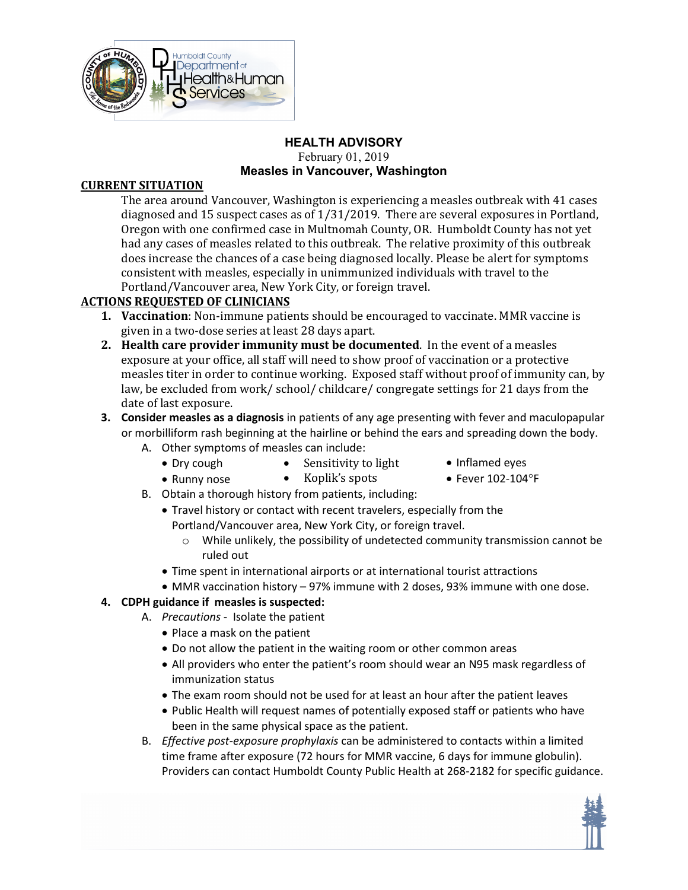# HEALTH ADVISORY

February 01, 2019

## Measles in Vancouver, Washington

**CURRENT SITUATION**

The area around Vancouver, Washington is experiencing a measles outbreak with 41 cases diagnosed and 15 suspect cases as of 1/31/2019. There are several exposures in Portland, Oregon with one confirmed case in Multnomah County, OR. Humboldt County has not yet had any cases of measles related to this outbreak. The relative proximity of this outbreak does increase the chances of a case being diagnosed locally. Please be alert for symptoms consistent with measles, especially in unimmunized individuals with travel to the Portland/Vancouver area, New York City, or foreign travel.

**ACTIONS REQUESTED OF CLINICIANS**

1. **Vaccination**: Non-immune patients should be encouraged to vaccinate. MMR vaccine is given in a two-dose series at least 28 days apart.
2. **Health care provider immunity must be documented**. In the event of a measles exposure at your office, all staff will need to show proof of vaccination or a protective measles titer in order to continue working. Exposed staff without proof of immunity can, by law, be excluded from work/ school/ childcare/ congregate settings for 21 days from the date of last exposure.
3. **Consider measles as a diagnosis** in patients of any age presenting with fever and maculopapular or morbilliform rash beginning at the hairline or behind the ears and spreading down the body.
   A. Other symptoms of measles can include:
      - Dry cough
      - Runny nose
      - Sensitivity to light
      - Koplik's spots
      - Inflamed eyes
      - Fever 102-104°F

   B. Obtain a thorough history from patients, including:
      - Travel history or contact with recent travelers, especially from the Portland/Vancouver area, New York City, or foreign travel.
        - While unlikely, the possibility of undetected community transmission cannot be ruled out
      - Time spent in international airports or at international tourist attractions
      - MMR vaccination history – 97% immune with 2 doses, 93% immune with one dose.
4. **CDPH guidance if measles is suspected:**
   A. *Precautions* - Isolate the patient
      - Place a mask on the patient
      - Do not allow the patient in the waiting room or other common areas
      - All providers who enter the patient's room should wear an N95 mask regardless of immunization status
      - The exam room should not be used for at least an hour after the patient leaves
      - Public Health will request names of potentially exposed staff or patients who have been in the same physical space as the patient.

   B. *Effective post-exposure prophylaxis* can be administered to contacts within a limited time frame after exposure (72 hours for MMR vaccine, 6 days for immune globulin). Providers can contact Humboldt County Public Health at 268-2182 for specific guidance.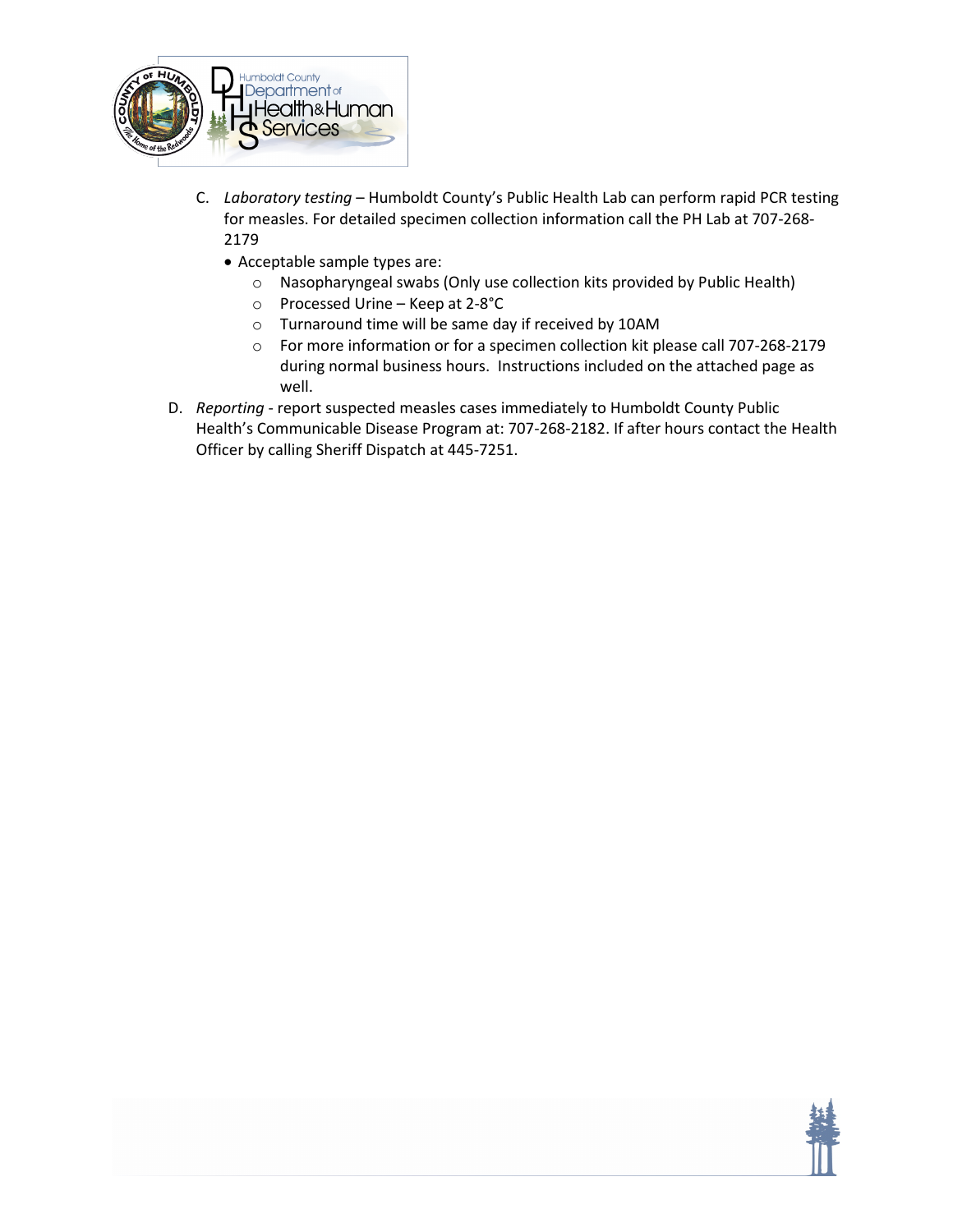C. *Laboratory testing* – Humboldt County's Public Health Lab can perform rapid PCR testing for measles. For detailed specimen collection information call the PH Lab at 707-268-2179

- Acceptable sample types are:
  - Nasopharyngeal swabs (Only use collection kits provided by Public Health)
  - Processed Urine – Keep at 2-8°C
  - Turnaround time will be same day if received by 10AM
  - For more information or for a specimen collection kit please call 707-268-2179 during normal business hours. Instructions included on the attached page as well.

D. *Reporting* - report suspected measles cases immediately to Humboldt County Public Health's Communicable Disease Program at: 707-268-2182. If after hours contact the Health Officer by calling Sheriff Dispatch at 445-7251.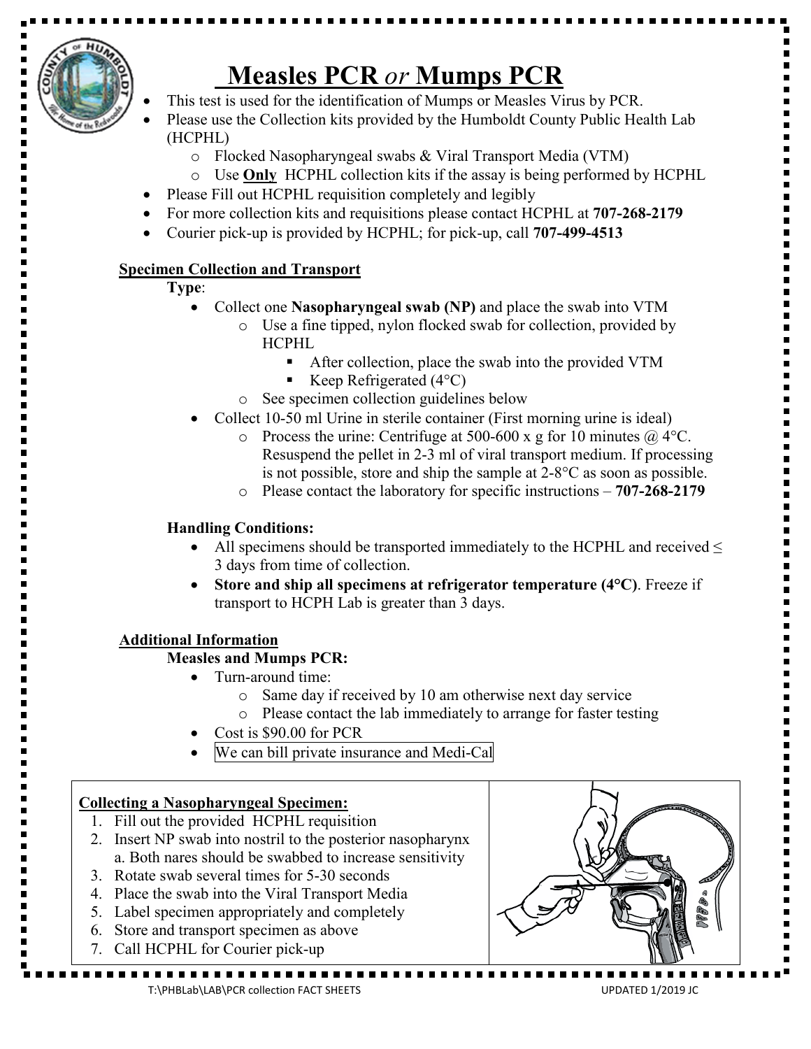# **Measles PCR** *or* **Mumps PCR**

- This test is used for the identification of Mumps or Measles Virus by PCR.
- Please use the Collection kits provided by the Humboldt County Public Health Lab (HCPHL)
  - Flocked Nasopharyngeal swabs & Viral Transport Media (VTM)
  - Use **Only** HCPHL collection kits if the assay is being performed by HCPHL
- Please Fill out HCPHL requisition completely and legibly
- For more collection kits and requisitions please contact HCPHL at **707-268-2179**
- Courier pick-up is provided by HCPHL; for pick-up, call **707-499-4513**

## Specimen Collection and Transport

**Type**:

- Collect one **Nasopharyngeal swab (NP)** and place the swab into VTM
  - Use a fine tipped, nylon flocked swab for collection, provided by HCPHL
    - After collection, place the swab into the provided VTM
    - Keep Refrigerated (4°C)
  - See specimen collection guidelines below
- Collect 10-50 ml Urine in sterile container (First morning urine is ideal)
  - Process the urine: Centrifuge at 500-600 x g for 10 minutes @ 4°C. Resuspend the pellet in 2-3 ml of viral transport medium. If processing is not possible, store and ship the sample at 2-8°C as soon as possible.
  - Please contact the laboratory for specific instructions – **707-268-2179**

**Handling Conditions:**

- All specimens should be transported immediately to the HCPHL and received ≤ 3 days from time of collection.
- **Store and ship all specimens at refrigerator temperature (4°C)**. Freeze if transport to HCPH Lab is greater than 3 days.

## Additional Information

**Measles and Mumps PCR:**

- Turn-around time:
  - Same day if received by 10 am otherwise next day service
  - Please contact the lab immediately to arrange for faster testing
- Cost is $90.00 for PCR
- We can bill private insurance and Medi-Cal

**Collecting a Nasopharyngeal Specimen:**

1. Fill out the provided HCPHL requisition
2. Insert NP swab into nostril to the posterior nasopharynx
   a. Both nares should be swabbed to increase sensitivity
3. Rotate swab several times for 5-30 seconds
4. Place the swab into the Viral Transport Media
5. Label specimen appropriately and completely
6. Store and transport specimen as above
7. Call HCPHL for Courier pick-up

T:\PHBLab\LAB\PCR collection FACT SHEETS UPDATED 1/2019 JC